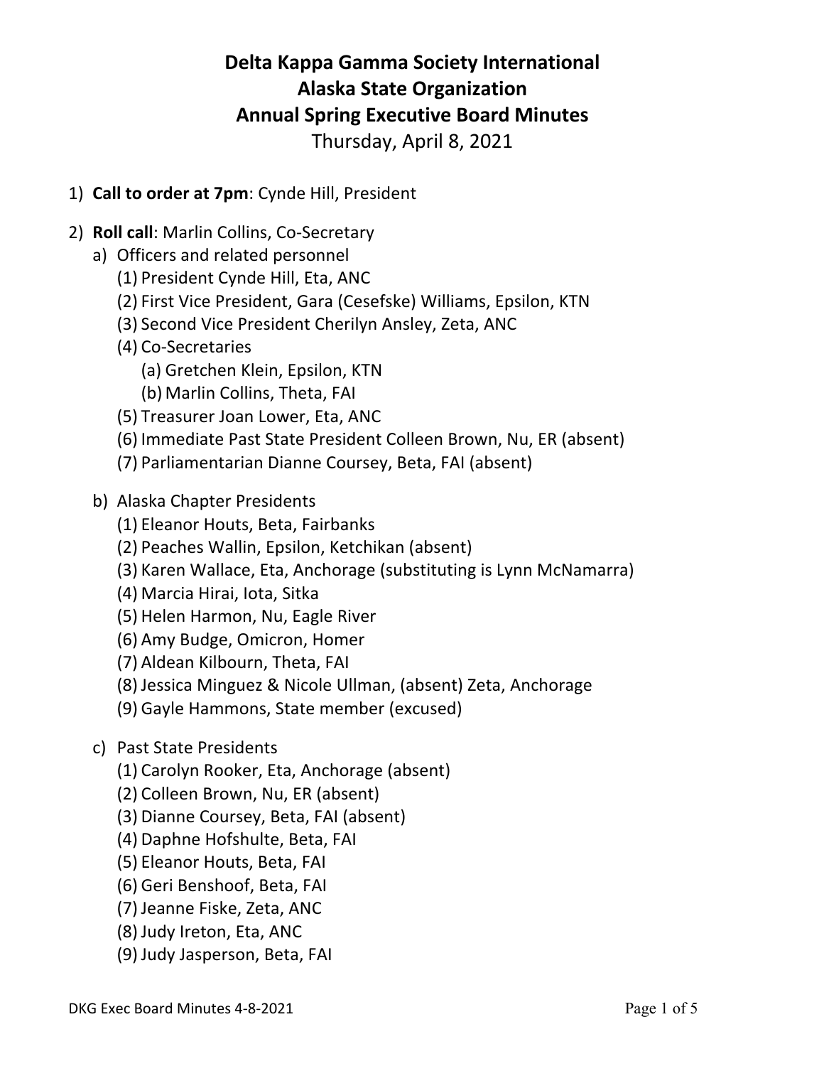# Delta Kappa Gamma Society International
# Alaska State Organization
# Annual Spring Executive Board Minutes

Thursday, April 8, 2021

1) **Call to order at 7pm**: Cynde Hill, President

2) **Roll call**: Marlin Collins, Co-Secretary
   a) Officers and related personnel
      (1) President Cynde Hill, Eta, ANC
      (2) First Vice President, Gara (Cesefske) Williams, Epsilon, KTN
      (3) Second Vice President Cherilyn Ansley, Zeta, ANC
      (4) Co-Secretaries
         (a) Gretchen Klein, Epsilon, KTN
         (b) Marlin Collins, Theta, FAI
      (5) Treasurer Joan Lower, Eta, ANC
      (6) Immediate Past State President Colleen Brown, Nu, ER (absent)
      (7) Parliamentarian Dianne Coursey, Beta, FAI (absent)

   b) Alaska Chapter Presidents
      (1) Eleanor Houts, Beta, Fairbanks
      (2) Peaches Wallin, Epsilon, Ketchikan (absent)
      (3) Karen Wallace, Eta, Anchorage (substituting is Lynn McNamarra)
      (4) Marcia Hirai, Iota, Sitka
      (5) Helen Harmon, Nu, Eagle River
      (6) Amy Budge, Omicron, Homer
      (7) Aldean Kilbourn, Theta, FAI
      (8) Jessica Minguez & Nicole Ullman, (absent) Zeta, Anchorage
      (9) Gayle Hammons, State member (excused)

   c) Past State Presidents
      (1) Carolyn Rooker, Eta, Anchorage (absent)
      (2) Colleen Brown, Nu, ER (absent)
      (3) Dianne Coursey, Beta, FAI (absent)
      (4) Daphne Hofshulte, Beta, FAI
      (5) Eleanor Houts, Beta, FAI
      (6) Geri Benshoof, Beta, FAI
      (7) Jeanne Fiske, Zeta, ANC
      (8) Judy Ireton, Eta, ANC
      (9) Judy Jasperson, Beta, FAI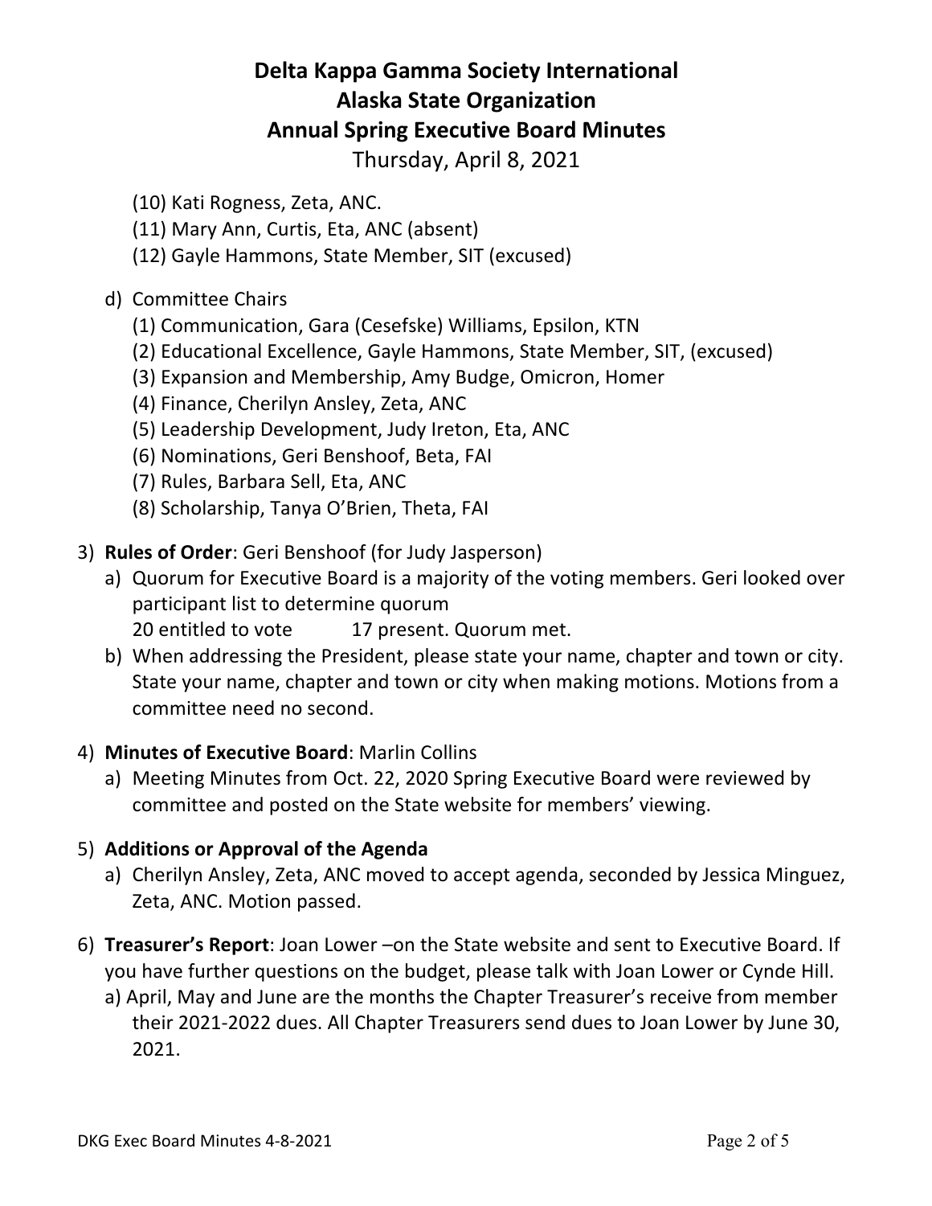# Delta Kappa Gamma Society International
# Alaska State Organization
# Annual Spring Executive Board Minutes

Thursday, April 8, 2021

(10) Kati Rogness, Zeta, ANC.
(11) Mary Ann, Curtis, Eta, ANC (absent)
(12) Gayle Hammons, State Member, SIT (excused)

d) Committee Chairs
   (1) Communication, Gara (Cesefske) Williams, Epsilon, KTN
   (2) Educational Excellence, Gayle Hammons, State Member, SIT, (excused)
   (3) Expansion and Membership, Amy Budge, Omicron, Homer
   (4) Finance, Cherilyn Ansley, Zeta, ANC
   (5) Leadership Development, Judy Ireton, Eta, ANC
   (6) Nominations, Geri Benshoof, Beta, FAI
   (7) Rules, Barbara Sell, Eta, ANC
   (8) Scholarship, Tanya O'Brien, Theta, FAI

3) **Rules of Order**: Geri Benshoof (for Judy Jasperson)
   a) Quorum for Executive Board is a majority of the voting members. Geri looked over participant list to determine quorum
      20 entitled to vote 17 present. Quorum met.
   b) When addressing the President, please state your name, chapter and town or city. State your name, chapter and town or city when making motions. Motions from a committee need no second.

4) **Minutes of Executive Board**: Marlin Collins
   a) Meeting Minutes from Oct. 22, 2020 Spring Executive Board were reviewed by committee and posted on the State website for members' viewing.

5) **Additions or Approval of the Agenda**
   a) Cherilyn Ansley, Zeta, ANC moved to accept agenda, seconded by Jessica Minguez, Zeta, ANC. Motion passed.

6) **Treasurer's Report**: Joan Lower –on the State website and sent to Executive Board. If you have further questions on the budget, please talk with Joan Lower or Cynde Hill.
   a) April, May and June are the months the Chapter Treasurer's receive from member their 2021-2022 dues. All Chapter Treasurers send dues to Joan Lower by June 30, 2021.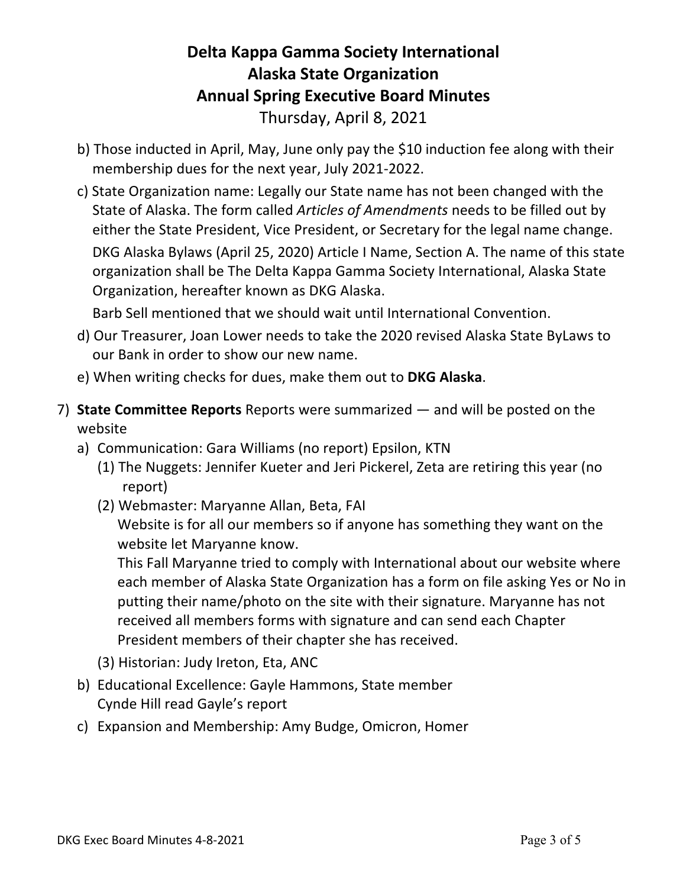# Delta Kappa Gamma Society International
# Alaska State Organization
# Annual Spring Executive Board Minutes

Thursday, April 8, 2021

b) Those inducted in April, May, June only pay the $10 induction fee along with their membership dues for the next year, July 2021-2022.

c) State Organization name: Legally our State name has not been changed with the State of Alaska. The form called *Articles of Amendments* needs to be filled out by either the State President, Vice President, or Secretary for the legal name change.

DKG Alaska Bylaws (April 25, 2020) Article I Name, Section A. The name of this state organization shall be The Delta Kappa Gamma Society International, Alaska State Organization, hereafter known as DKG Alaska.

Barb Sell mentioned that we should wait until International Convention.

d) Our Treasurer, Joan Lower needs to take the 2020 revised Alaska State ByLaws to our Bank in order to show our new name.

e) When writing checks for dues, make them out to **DKG Alaska**.

7) **State Committee Reports** Reports were summarized — and will be posted on the website

a) Communication: Gara Williams (no report) Epsilon, KTN

(1) The Nuggets: Jennifer Kueter and Jeri Pickerel, Zeta are retiring this year (no report)

(2) Webmaster: Maryanne Allan, Beta, FAI

Website is for all our members so if anyone has something they want on the website let Maryanne know.

This Fall Maryanne tried to comply with International about our website where each member of Alaska State Organization has a form on file asking Yes or No in putting their name/photo on the site with their signature. Maryanne has not received all members forms with signature and can send each Chapter President members of their chapter she has received.

(3) Historian: Judy Ireton, Eta, ANC

b) Educational Excellence: Gayle Hammons, State member
Cynde Hill read Gayle's report

c) Expansion and Membership: Amy Budge, Omicron, Homer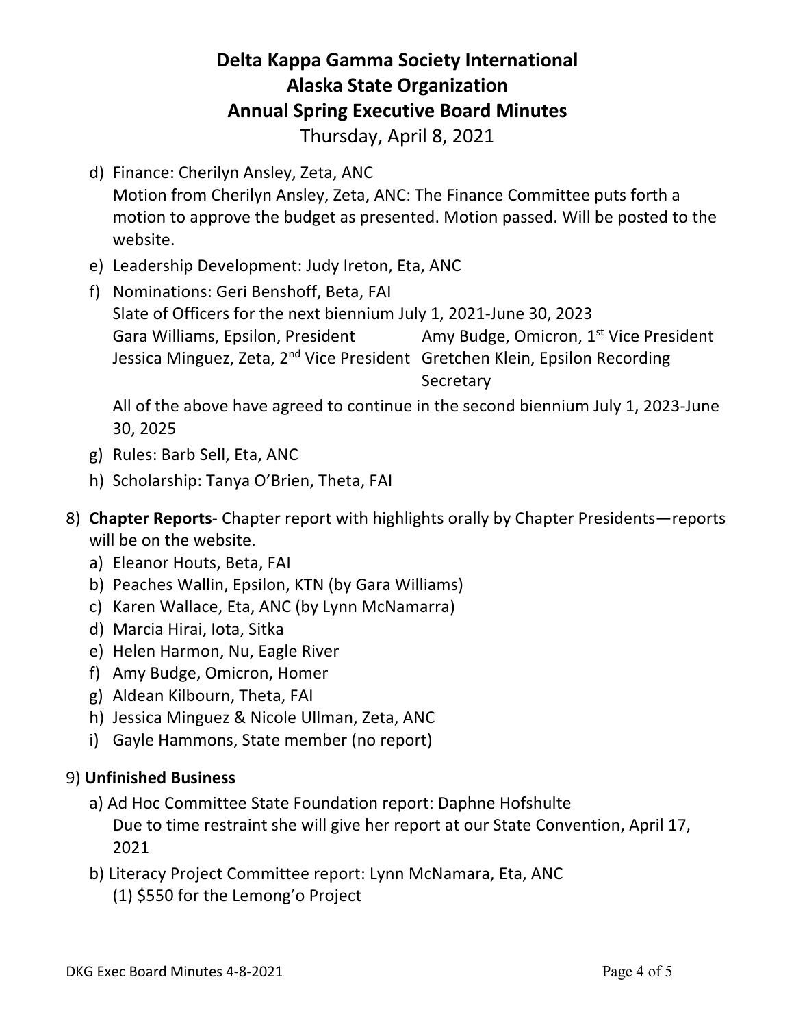# Delta Kappa Gamma Society International
# Alaska State Organization
# Annual Spring Executive Board Minutes

Thursday, April 8, 2021

d) Finance: Cherilyn Ansley, Zeta, ANC
   Motion from Cherilyn Ansley, Zeta, ANC: The Finance Committee puts forth a motion to approve the budget as presented. Motion passed. Will be posted to the website.

e) Leadership Development: Judy Ireton, Eta, ANC

f) Nominations: Geri Benshoff, Beta, FAI
   Slate of Officers for the next biennium July 1, 2021-June 30, 2023

   | | |
   |---|---|
   | Gara Williams, Epsilon, President | Amy Budge, Omicron, 1st Vice President |
   | Jessica Minguez, Zeta, 2nd Vice President | Gretchen Klein, Epsilon Recording Secretary |

   All of the above have agreed to continue in the second biennium July 1, 2023-June 30, 2025

g) Rules: Barb Sell, Eta, ANC

h) Scholarship: Tanya O'Brien, Theta, FAI

8) **Chapter Reports**- Chapter report with highlights orally by Chapter Presidents—reports will be on the website.
   a) Eleanor Houts, Beta, FAI
   b) Peaches Wallin, Epsilon, KTN (by Gara Williams)
   c) Karen Wallace, Eta, ANC (by Lynn McNamarra)
   d) Marcia Hirai, Iota, Sitka
   e) Helen Harmon, Nu, Eagle River
   f) Amy Budge, Omicron, Homer
   g) Aldean Kilbourn, Theta, FAI
   h) Jessica Minguez & Nicole Ullman, Zeta, ANC
   i) Gayle Hammons, State member (no report)

9) **Unfinished Business**
   a) Ad Hoc Committee State Foundation report: Daphne Hofshulte
      Due to time restraint she will give her report at our State Convention, April 17, 2021
   b) Literacy Project Committee report: Lynn McNamara, Eta, ANC
      (1) $550 for the Lemong'o Project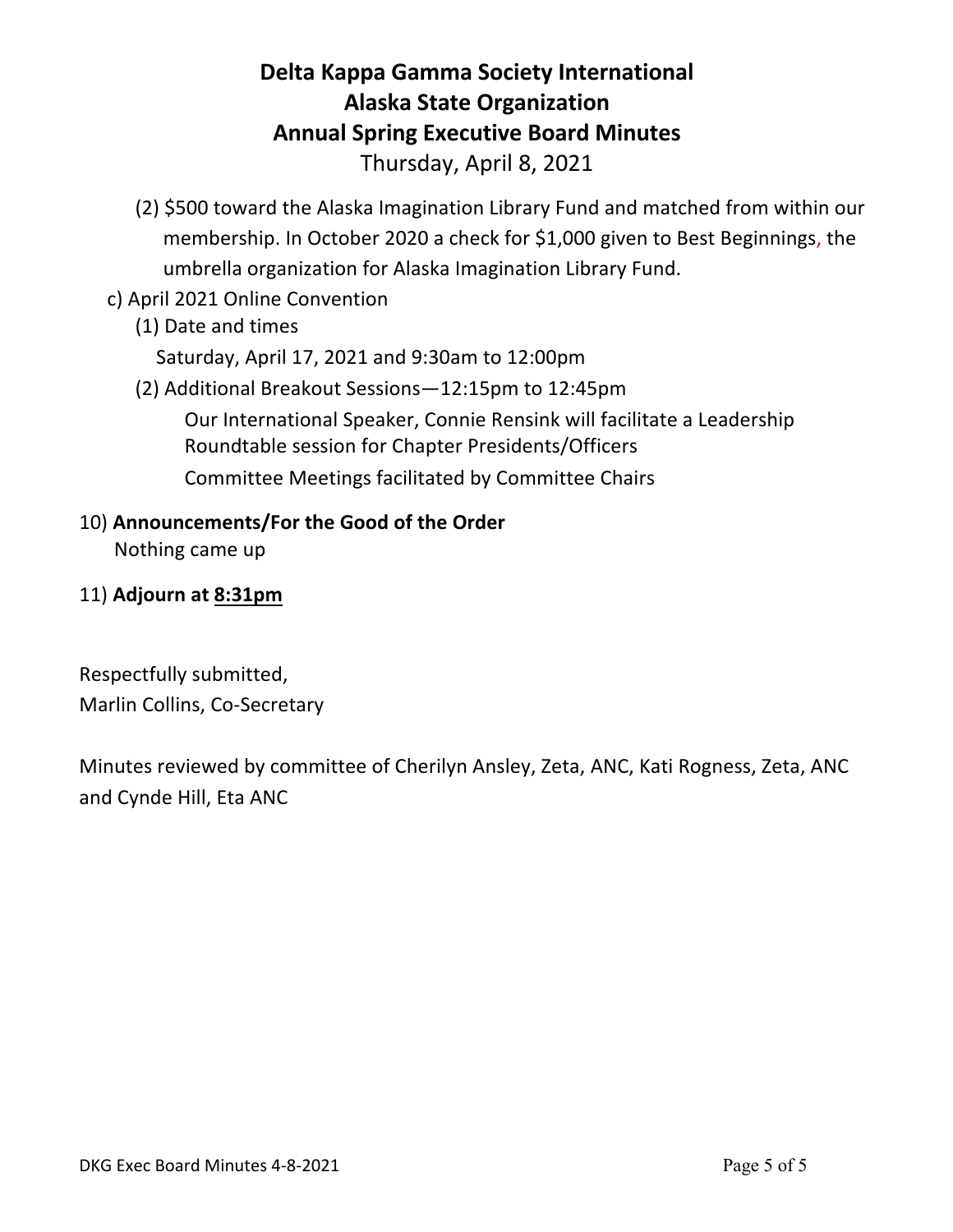# Delta Kappa Gamma Society International
# Alaska State Organization
# Annual Spring Executive Board Minutes

Thursday, April 8, 2021

(2) $500 toward the Alaska Imagination Library Fund and matched from within our membership. In October 2020 a check for $1,000 given to Best Beginnings, the umbrella organization for Alaska Imagination Library Fund.

c) April 2021 Online Convention

(1) Date and times

Saturday, April 17, 2021 and 9:30am to 12:00pm

(2) Additional Breakout Sessions—12:15pm to 12:45pm

Our International Speaker, Connie Rensink will facilitate a Leadership Roundtable session for Chapter Presidents/Officers

Committee Meetings facilitated by Committee Chairs

10) **Announcements/For the Good of the Order**

Nothing came up

11) **Adjourn at 8:31pm**

Respectfully submitted,
Marlin Collins, Co-Secretary

Minutes reviewed by committee of Cherilyn Ansley, Zeta, ANC, Kati Rogness, Zeta, ANC and Cynde Hill, Eta ANC